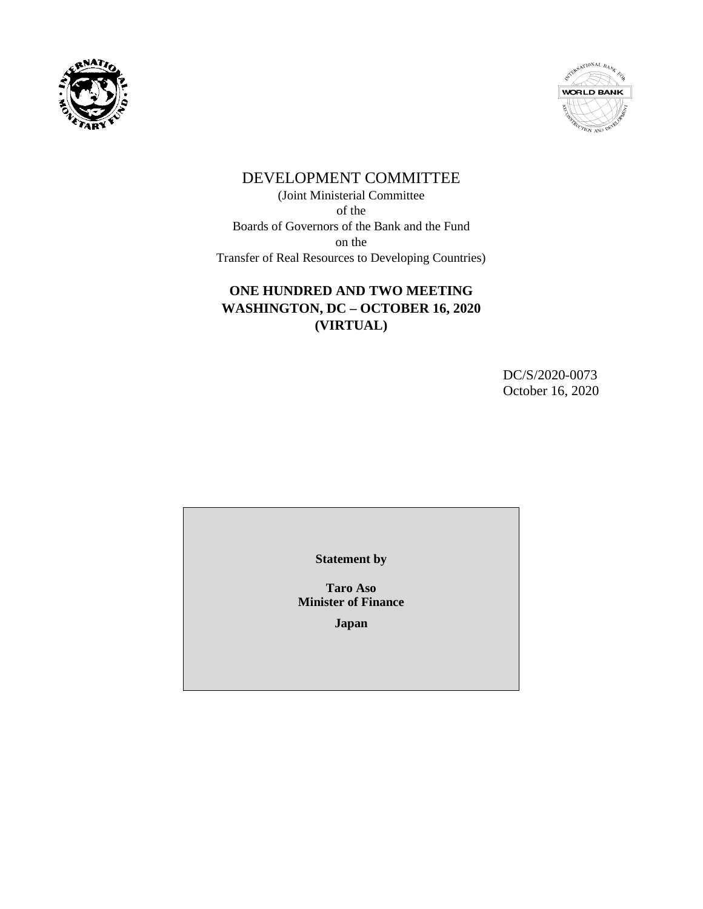# DEVELOPMENT COMMITTEE

(Joint Ministerial Committee
of the
Boards of Governors of the Bank and the Fund
on the
Transfer of Real Resources to Developing Countries)

**ONE HUNDRED AND TWO MEETING**
**WASHINGTON, DC – OCTOBER 16, 2020**
**(VIRTUAL)**

DC/S/2020-0073
October 16, 2020

**Statement by**

**Taro Aso**
**Minister of Finance**

**Japan**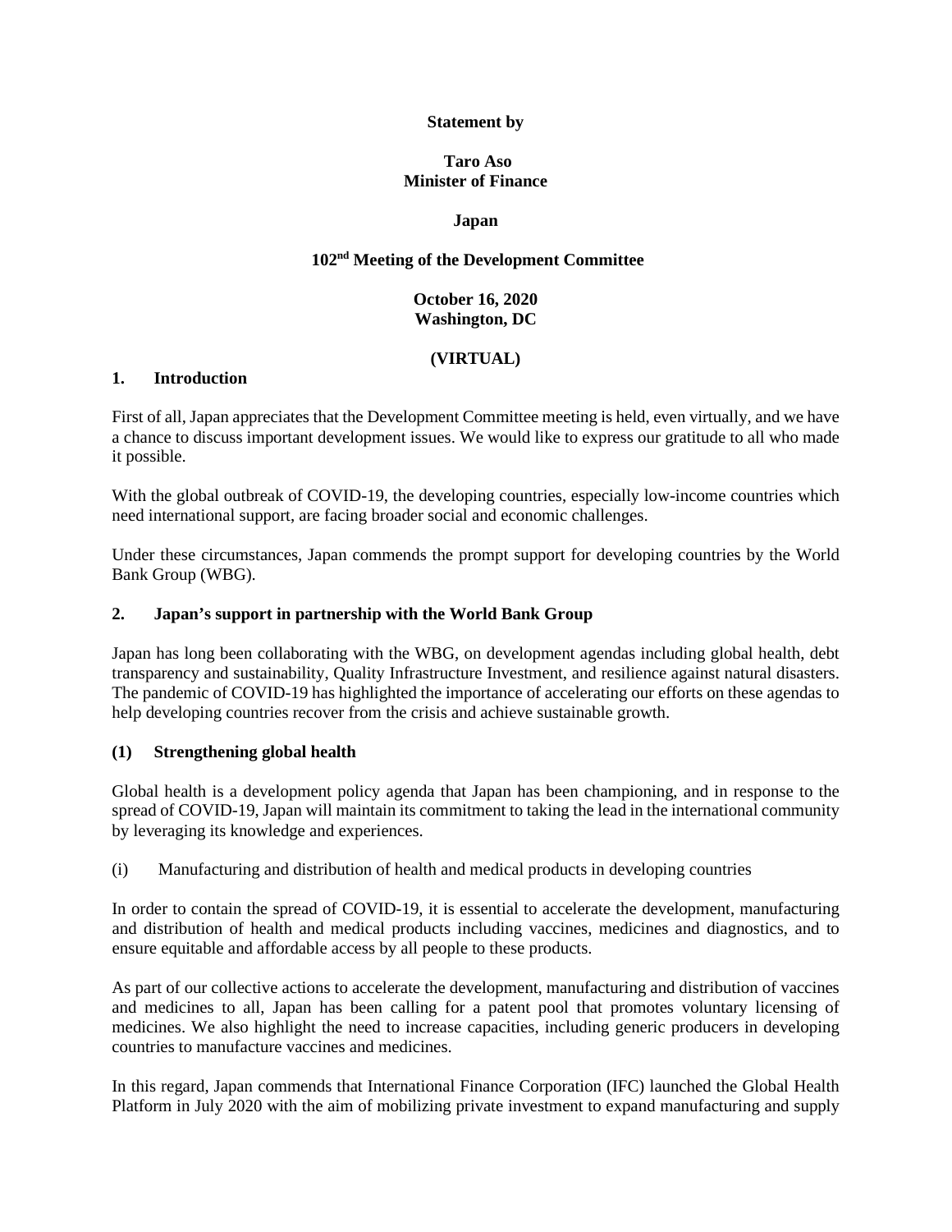**Statement by**

**Taro Aso**
**Minister of Finance**

**Japan**

**102nd Meeting of the Development Committee**

**October 16, 2020**
**Washington, DC**

**(VIRTUAL)**

## 1. Introduction

First of all, Japan appreciates that the Development Committee meeting is held, even virtually, and we have a chance to discuss important development issues. We would like to express our gratitude to all who made it possible.

With the global outbreak of COVID-19, the developing countries, especially low-income countries which need international support, are facing broader social and economic challenges.

Under these circumstances, Japan commends the prompt support for developing countries by the World Bank Group (WBG).

## 2. Japan's support in partnership with the World Bank Group

Japan has long been collaborating with the WBG, on development agendas including global health, debt transparency and sustainability, Quality Infrastructure Investment, and resilience against natural disasters. The pandemic of COVID-19 has highlighted the importance of accelerating our efforts on these agendas to help developing countries recover from the crisis and achieve sustainable growth.

### (1) Strengthening global health

Global health is a development policy agenda that Japan has been championing, and in response to the spread of COVID-19, Japan will maintain its commitment to taking the lead in the international community by leveraging its knowledge and experiences.

(i) Manufacturing and distribution of health and medical products in developing countries

In order to contain the spread of COVID-19, it is essential to accelerate the development, manufacturing and distribution of health and medical products including vaccines, medicines and diagnostics, and to ensure equitable and affordable access by all people to these products.

As part of our collective actions to accelerate the development, manufacturing and distribution of vaccines and medicines to all, Japan has been calling for a patent pool that promotes voluntary licensing of medicines. We also highlight the need to increase capacities, including generic producers in developing countries to manufacture vaccines and medicines.

In this regard, Japan commends that International Finance Corporation (IFC) launched the Global Health Platform in July 2020 with the aim of mobilizing private investment to expand manufacturing and supply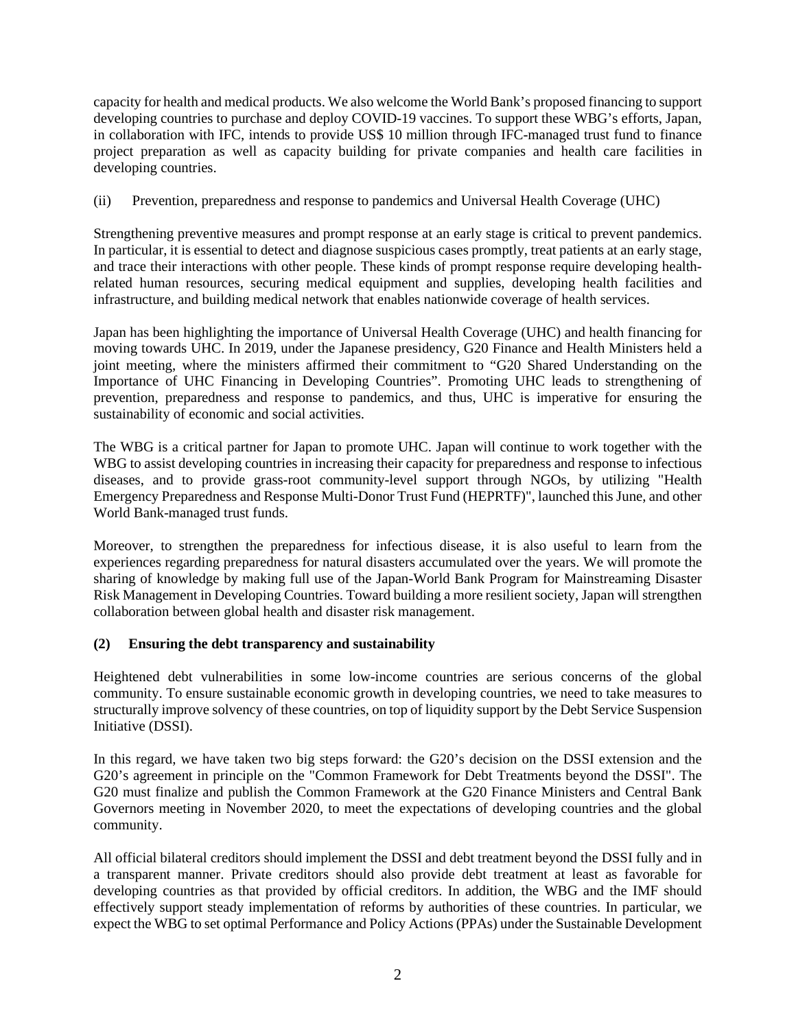capacity for health and medical products. We also welcome the World Bank's proposed financing to support developing countries to purchase and deploy COVID-19 vaccines. To support these WBG's efforts, Japan, in collaboration with IFC, intends to provide US$ 10 million through IFC-managed trust fund to finance project preparation as well as capacity building for private companies and health care facilities in developing countries.

(ii) Prevention, preparedness and response to pandemics and Universal Health Coverage (UHC)

Strengthening preventive measures and prompt response at an early stage is critical to prevent pandemics. In particular, it is essential to detect and diagnose suspicious cases promptly, treat patients at an early stage, and trace their interactions with other people. These kinds of prompt response require developing health-related human resources, securing medical equipment and supplies, developing health facilities and infrastructure, and building medical network that enables nationwide coverage of health services.

Japan has been highlighting the importance of Universal Health Coverage (UHC) and health financing for moving towards UHC. In 2019, under the Japanese presidency, G20 Finance and Health Ministers held a joint meeting, where the ministers affirmed their commitment to "G20 Shared Understanding on the Importance of UHC Financing in Developing Countries". Promoting UHC leads to strengthening of prevention, preparedness and response to pandemics, and thus, UHC is imperative for ensuring the sustainability of economic and social activities.

The WBG is a critical partner for Japan to promote UHC. Japan will continue to work together with the WBG to assist developing countries in increasing their capacity for preparedness and response to infectious diseases, and to provide grass-root community-level support through NGOs, by utilizing "Health Emergency Preparedness and Response Multi-Donor Trust Fund (HEPRTF)", launched this June, and other World Bank-managed trust funds.

Moreover, to strengthen the preparedness for infectious disease, it is also useful to learn from the experiences regarding preparedness for natural disasters accumulated over the years. We will promote the sharing of knowledge by making full use of the Japan-World Bank Program for Mainstreaming Disaster Risk Management in Developing Countries. Toward building a more resilient society, Japan will strengthen collaboration between global health and disaster risk management.

### (2) Ensuring the debt transparency and sustainability

Heightened debt vulnerabilities in some low-income countries are serious concerns of the global community. To ensure sustainable economic growth in developing countries, we need to take measures to structurally improve solvency of these countries, on top of liquidity support by the Debt Service Suspension Initiative (DSSI).

In this regard, we have taken two big steps forward: the G20's decision on the DSSI extension and the G20's agreement in principle on the "Common Framework for Debt Treatments beyond the DSSI". The G20 must finalize and publish the Common Framework at the G20 Finance Ministers and Central Bank Governors meeting in November 2020, to meet the expectations of developing countries and the global community.

All official bilateral creditors should implement the DSSI and debt treatment beyond the DSSI fully and in a transparent manner. Private creditors should also provide debt treatment at least as favorable for developing countries as that provided by official creditors. In addition, the WBG and the IMF should effectively support steady implementation of reforms by authorities of these countries. In particular, we expect the WBG to set optimal Performance and Policy Actions (PPAs) under the Sustainable Development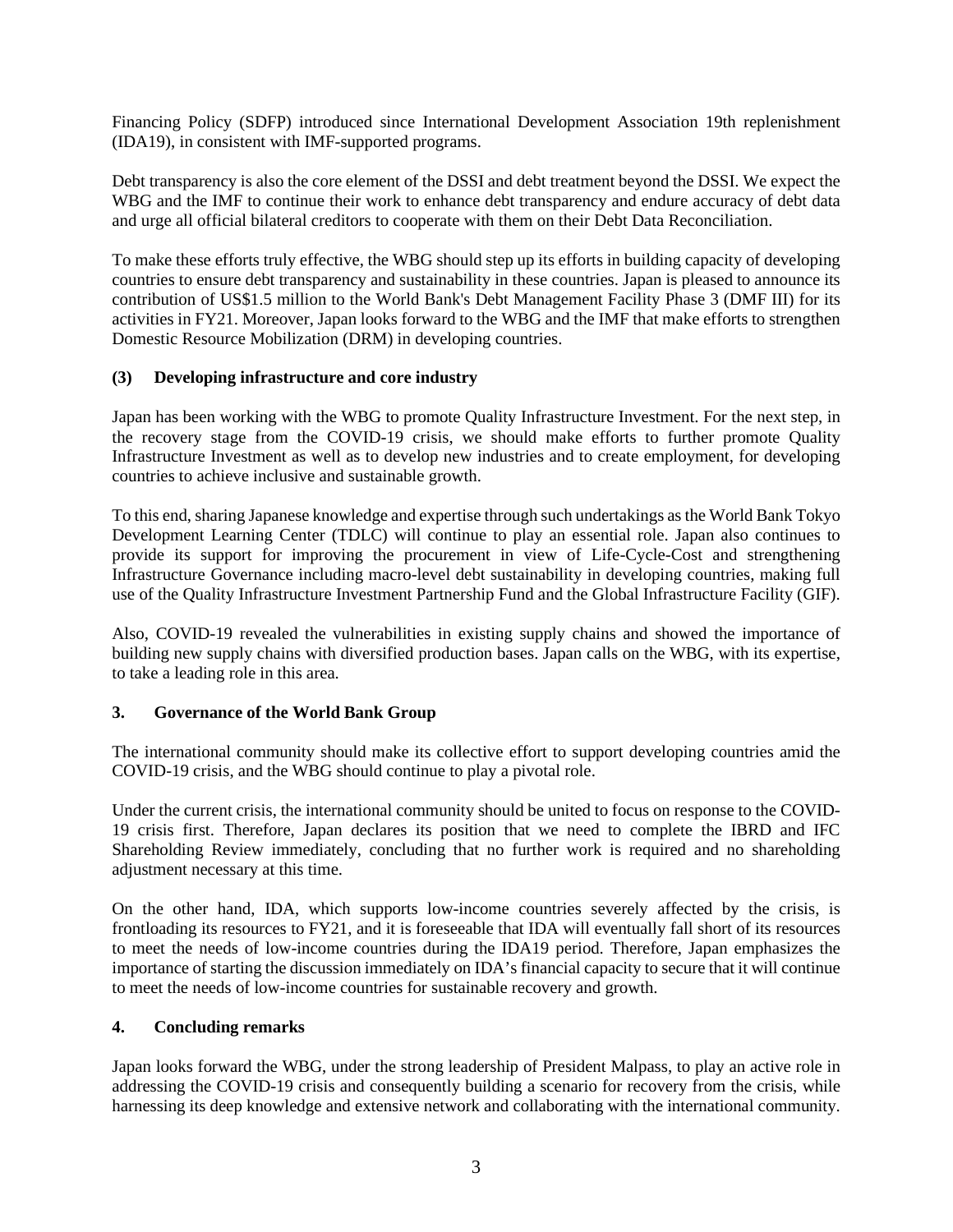Financing Policy (SDFP) introduced since International Development Association 19th replenishment (IDA19), in consistent with IMF-supported programs.

Debt transparency is also the core element of the DSSI and debt treatment beyond the DSSI. We expect the WBG and the IMF to continue their work to enhance debt transparency and endure accuracy of debt data and urge all official bilateral creditors to cooperate with them on their Debt Data Reconciliation.

To make these efforts truly effective, the WBG should step up its efforts in building capacity of developing countries to ensure debt transparency and sustainability in these countries. Japan is pleased to announce its contribution of US$1.5 million to the World Bank's Debt Management Facility Phase 3 (DMF III) for its activities in FY21. Moreover, Japan looks forward to the WBG and the IMF that make efforts to strengthen Domestic Resource Mobilization (DRM) in developing countries.

### (3) Developing infrastructure and core industry

Japan has been working with the WBG to promote Quality Infrastructure Investment. For the next step, in the recovery stage from the COVID-19 crisis, we should make efforts to further promote Quality Infrastructure Investment as well as to develop new industries and to create employment, for developing countries to achieve inclusive and sustainable growth.

To this end, sharing Japanese knowledge and expertise through such undertakings as the World Bank Tokyo Development Learning Center (TDLC) will continue to play an essential role. Japan also continues to provide its support for improving the procurement in view of Life-Cycle-Cost and strengthening Infrastructure Governance including macro-level debt sustainability in developing countries, making full use of the Quality Infrastructure Investment Partnership Fund and the Global Infrastructure Facility (GIF).

Also, COVID-19 revealed the vulnerabilities in existing supply chains and showed the importance of building new supply chains with diversified production bases. Japan calls on the WBG, with its expertise, to take a leading role in this area.

## 3. Governance of the World Bank Group

The international community should make its collective effort to support developing countries amid the COVID-19 crisis, and the WBG should continue to play a pivotal role.

Under the current crisis, the international community should be united to focus on response to the COVID-19 crisis first. Therefore, Japan declares its position that we need to complete the IBRD and IFC Shareholding Review immediately, concluding that no further work is required and no shareholding adjustment necessary at this time.

On the other hand, IDA, which supports low-income countries severely affected by the crisis, is frontloading its resources to FY21, and it is foreseeable that IDA will eventually fall short of its resources to meet the needs of low-income countries during the IDA19 period. Therefore, Japan emphasizes the importance of starting the discussion immediately on IDA's financial capacity to secure that it will continue to meet the needs of low-income countries for sustainable recovery and growth.

## 4. Concluding remarks

Japan looks forward the WBG, under the strong leadership of President Malpass, to play an active role in addressing the COVID-19 crisis and consequently building a scenario for recovery from the crisis, while harnessing its deep knowledge and extensive network and collaborating with the international community.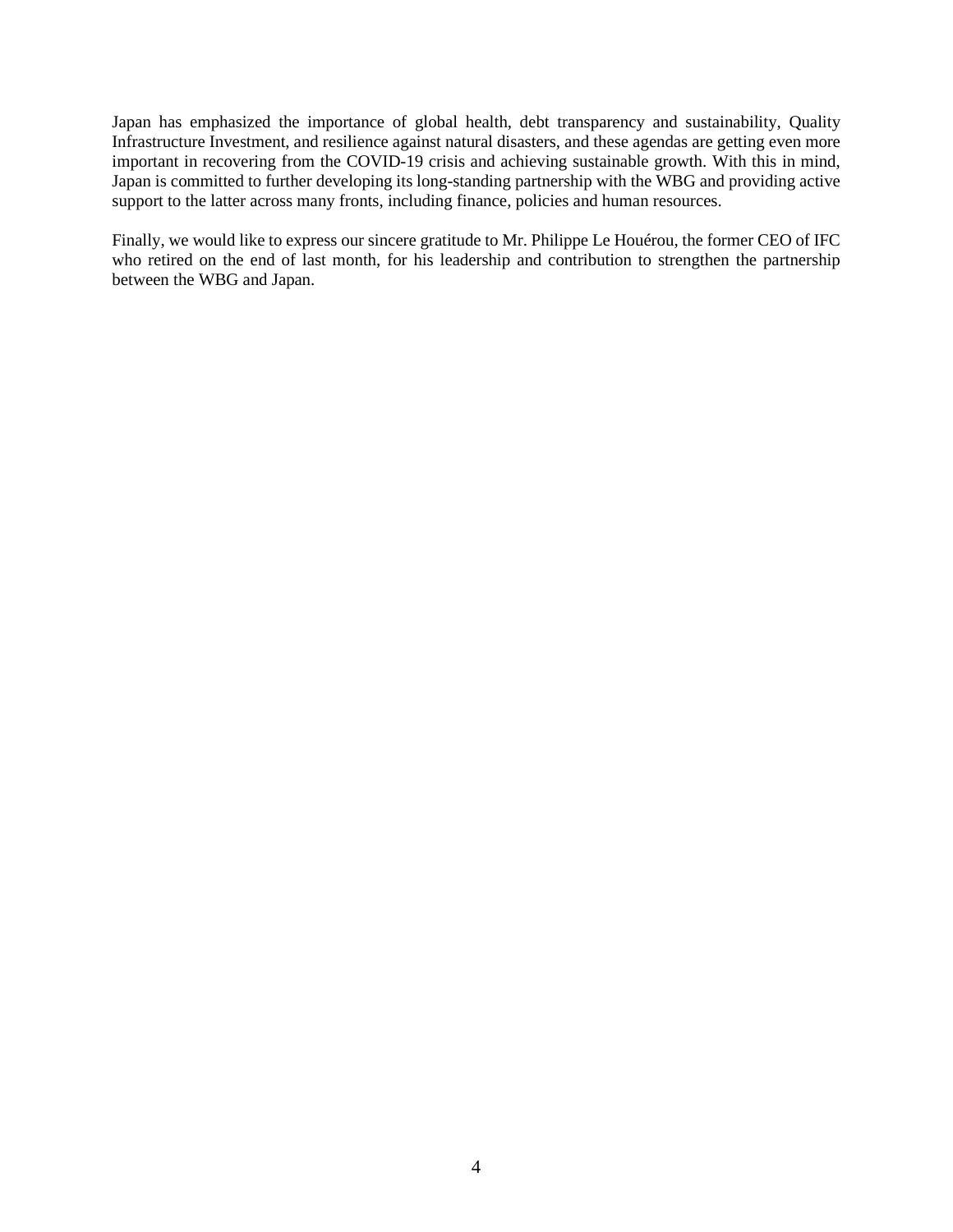Japan has emphasized the importance of global health, debt transparency and sustainability, Quality Infrastructure Investment, and resilience against natural disasters, and these agendas are getting even more important in recovering from the COVID-19 crisis and achieving sustainable growth. With this in mind, Japan is committed to further developing its long-standing partnership with the WBG and providing active support to the latter across many fronts, including finance, policies and human resources.

Finally, we would like to express our sincere gratitude to Mr. Philippe Le Houérou, the former CEO of IFC who retired on the end of last month, for his leadership and contribution to strengthen the partnership between the WBG and Japan.